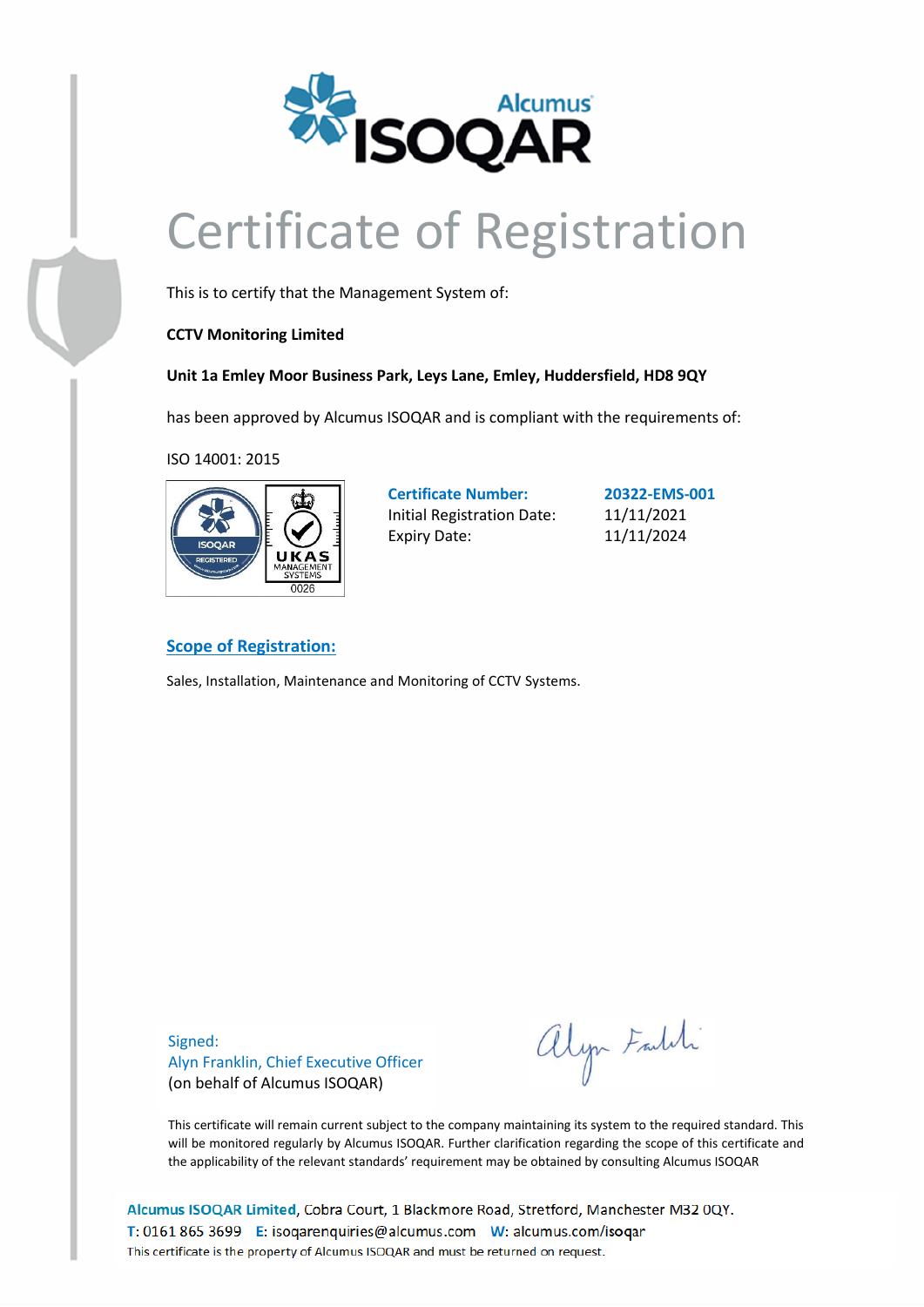# Certificate of Registration

This is to certify that the Management System of:

**CCTV Monitoring Limited**

**Unit 1a Emley Moor Business Park, Leys Lane, Emley, Huddersfield, HD8 9QY**

has been approved by Alcumus ISOQAR and is compliant with the requirements of:

ISO 14001: 2015

| | |
|---|---|
| **Certificate Number:** | **20322-EMS-001** |
| Initial Registration Date: | 11/11/2021 |
| Expiry Date: | 11/11/2024 |

## Scope of Registration:

Sales, Installation, Maintenance and Monitoring of CCTV Systems.

Signed:
Alyn Franklin, Chief Executive Officer
(on behalf of Alcumus ISOQAR)

This certificate will remain current subject to the company maintaining its system to the required standard. This will be monitored regularly by Alcumus ISOQAR. Further clarification regarding the scope of this certificate and the applicability of the relevant standards' requirement may be obtained by consulting Alcumus ISOQAR

**Alcumus ISOQAR Limited**, Cobra Court, 1 Blackmore Road, Stretford, Manchester M32 0QY.
T: 0161 865 3699 E: isoqarenquiries@alcumus.com W: alcumus.com/isoqar
This certificate is the property of Alcumus ISOQAR and must be returned on request.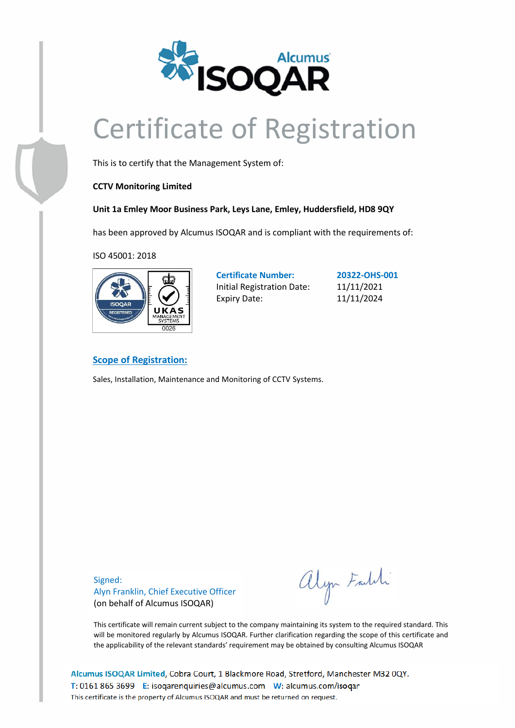Alcumus ISOQAR

# Certificate of Registration

This is to certify that the Management System of:

**CCTV Monitoring Limited**

**Unit 1a Emley Moor Business Park, Leys Lane, Emley, Huddersfield, HD8 9QY**

has been approved by Alcumus ISOQAR and is compliant with the requirements of:

ISO 45001: 2018

| | |
|---|---|
| **Certificate Number:** | **20322-OHS-001** |
| Initial Registration Date: | 11/11/2021 |
| Expiry Date: | 11/11/2024 |

ISOQAR REGISTERED

UKAS MANAGEMENT SYSTEMS 0026

## Scope of Registration:

Sales, Installation, Maintenance and Monitoring of CCTV Systems.

Signed:
Alyn Franklin, Chief Executive Officer
(on behalf of Alcumus ISOQAR)

This certificate will remain current subject to the company maintaining its system to the required standard. This will be monitored regularly by Alcumus ISOQAR. Further clarification regarding the scope of this certificate and the applicability of the relevant standards' requirement may be obtained by consulting Alcumus ISOQAR

**Alcumus ISOQAR Limited**, Cobra Court, 1 Blackmore Road, Stretford, Manchester M32 0QY.
T: 0161 865 3699 E: isoqarenquiries@alcumus.com W: alcumus.com/isoqar
This certificate is the property of Alcumus ISOQAR and must be returned on request.